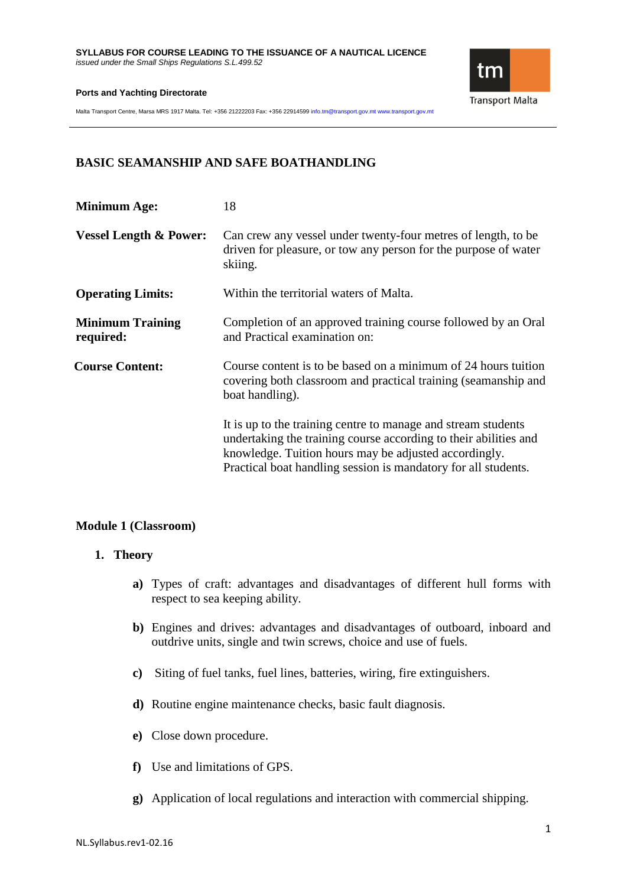**SYLLABUS FOR COURSE LEADING TO THE ISSUANCE OF A NAUTICAL LICENCE**
*issued under the Small Ships Regulations S.L.499.52*

**Ports and Yachting Directorate**

Malta Transport Centre, Marsa MRS 1917 Malta. Tel: +356 21222203 Fax: +356 22914599 info.tm@transport.gov.mt www.transport.gov.mt

# BASIC SEAMANSHIP AND SAFE BOATHANDLING

| | |
|---|---|
| **Minimum Age:** | 18 |
| **Vessel Length & Power:** | Can crew any vessel under twenty-four metres of length, to be driven for pleasure, or tow any person for the purpose of water skiing. |
| **Operating Limits:** | Within the territorial waters of Malta. |
| **Minimum Training required:** | Completion of an approved training course followed by an Oral and Practical examination on: |
| **Course Content:** | Course content is to be based on a minimum of 24 hours tuition covering both classroom and practical training (seamanship and boat handling).<br><br>It is up to the training centre to manage and stream students undertaking the training course according to their abilities and knowledge. Tuition hours may be adjusted accordingly. Practical boat handling session is mandatory for all students. |

## Module 1 (Classroom)

### 1. Theory

**a)** Types of craft: advantages and disadvantages of different hull forms with respect to sea keeping ability.

**b)** Engines and drives: advantages and disadvantages of outboard, inboard and outdrive units, single and twin screws, choice and use of fuels.

**c)** Siting of fuel tanks, fuel lines, batteries, wiring, fire extinguishers.

**d)** Routine engine maintenance checks, basic fault diagnosis.

**e)** Close down procedure.

**f)** Use and limitations of GPS.

**g)** Application of local regulations and interaction with commercial shipping.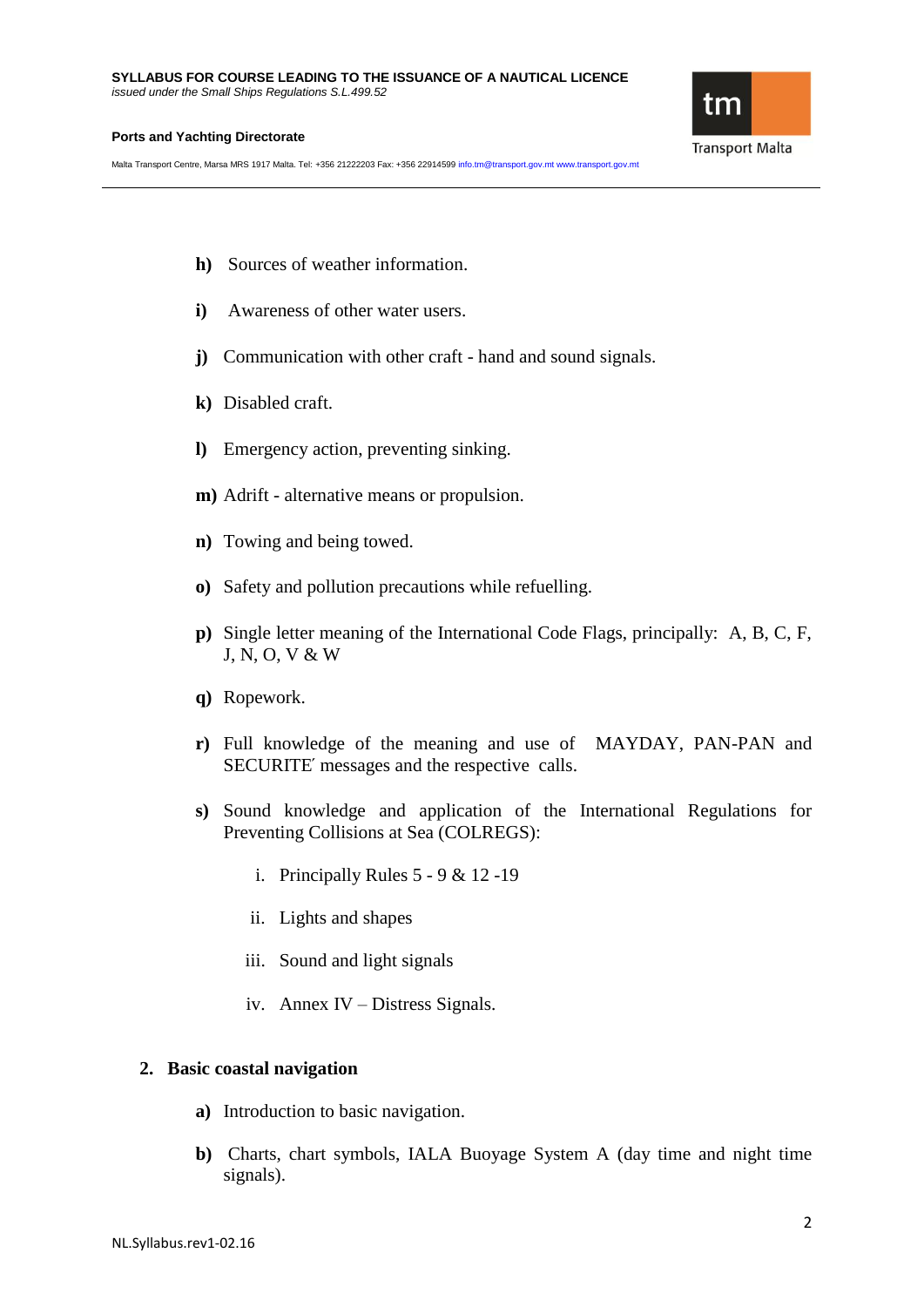**h)** Sources of weather information.

**i)** Awareness of other water users.

**j)** Communication with other craft - hand and sound signals.

**k)** Disabled craft.

**l)** Emergency action, preventing sinking.

**m)** Adrift - alternative means or propulsion.

**n)** Towing and being towed.

**o)** Safety and pollution precautions while refuelling.

**p)** Single letter meaning of the International Code Flags, principally: A, B, C, F, J, N, O, V & W

**q)** Ropework.

**r)** Full knowledge of the meaning and use of MAYDAY, PAN-PAN and SECURITE′ messages and the respective calls.

**s)** Sound knowledge and application of the International Regulations for Preventing Collisions at Sea (COLREGS):

i. Principally Rules 5 - 9 & 12 -19

ii. Lights and shapes

iii. Sound and light signals

iv. Annex IV – Distress Signals.

**2. Basic coastal navigation**

**a)** Introduction to basic navigation.

**b)** Charts, chart symbols, IALA Buoyage System A (day time and night time signals).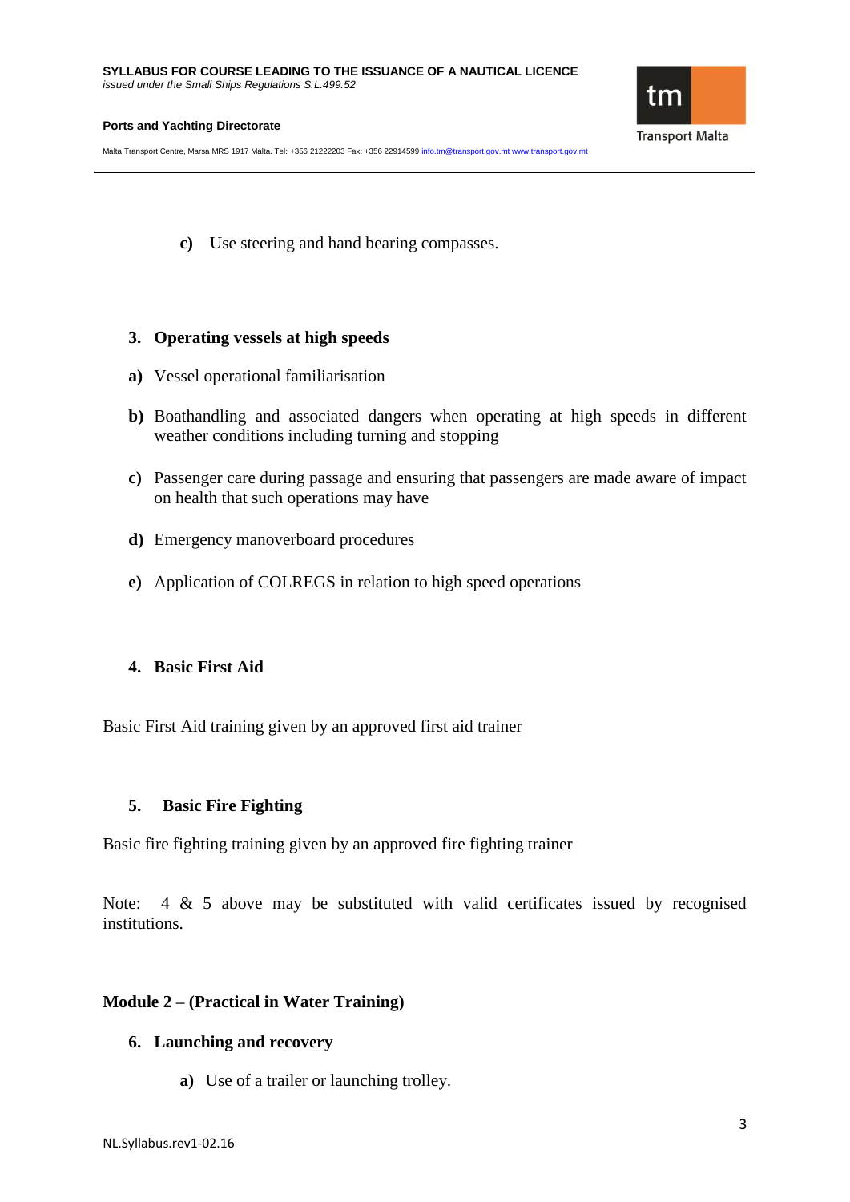**c)** Use steering and hand bearing compasses.

### 3. Operating vessels at high speeds

**a)** Vessel operational familiarisation

**b)** Boathandling and associated dangers when operating at high speeds in different weather conditions including turning and stopping

**c)** Passenger care during passage and ensuring that passengers are made aware of impact on health that such operations may have

**d)** Emergency manoverboard procedures

**e)** Application of COLREGS in relation to high speed operations

### 4. Basic First Aid

Basic First Aid training given by an approved first aid trainer

### 5. Basic Fire Fighting

Basic fire fighting training given by an approved fire fighting trainer

Note: 4 & 5 above may be substituted with valid certificates issued by recognised institutions.

## Module 2 – (Practical in Water Training)

### 6. Launching and recovery

**a)** Use of a trailer or launching trolley.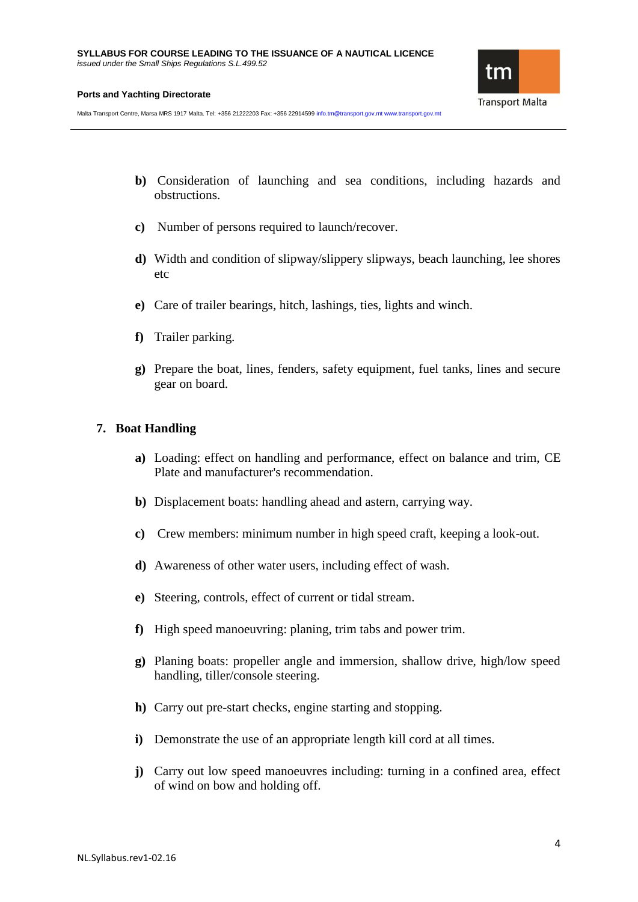b) Consideration of launching and sea conditions, including hazards and obstructions.

c) Number of persons required to launch/recover.

d) Width and condition of slipway/slippery slipways, beach launching, lee shores etc

e) Care of trailer bearings, hitch, lashings, ties, lights and winch.

f) Trailer parking.

g) Prepare the boat, lines, fenders, safety equipment, fuel tanks, lines and secure gear on board.

## 7. Boat Handling

a) Loading: effect on handling and performance, effect on balance and trim, CE Plate and manufacturer's recommendation.

b) Displacement boats: handling ahead and astern, carrying way.

c) Crew members: minimum number in high speed craft, keeping a look-out.

d) Awareness of other water users, including effect of wash.

e) Steering, controls, effect of current or tidal stream.

f) High speed manoeuvring: planing, trim tabs and power trim.

g) Planing boats: propeller angle and immersion, shallow drive, high/low speed handling, tiller/console steering.

h) Carry out pre-start checks, engine starting and stopping.

i) Demonstrate the use of an appropriate length kill cord at all times.

j) Carry out low speed manoeuvres including: turning in a confined area, effect of wind on bow and holding off.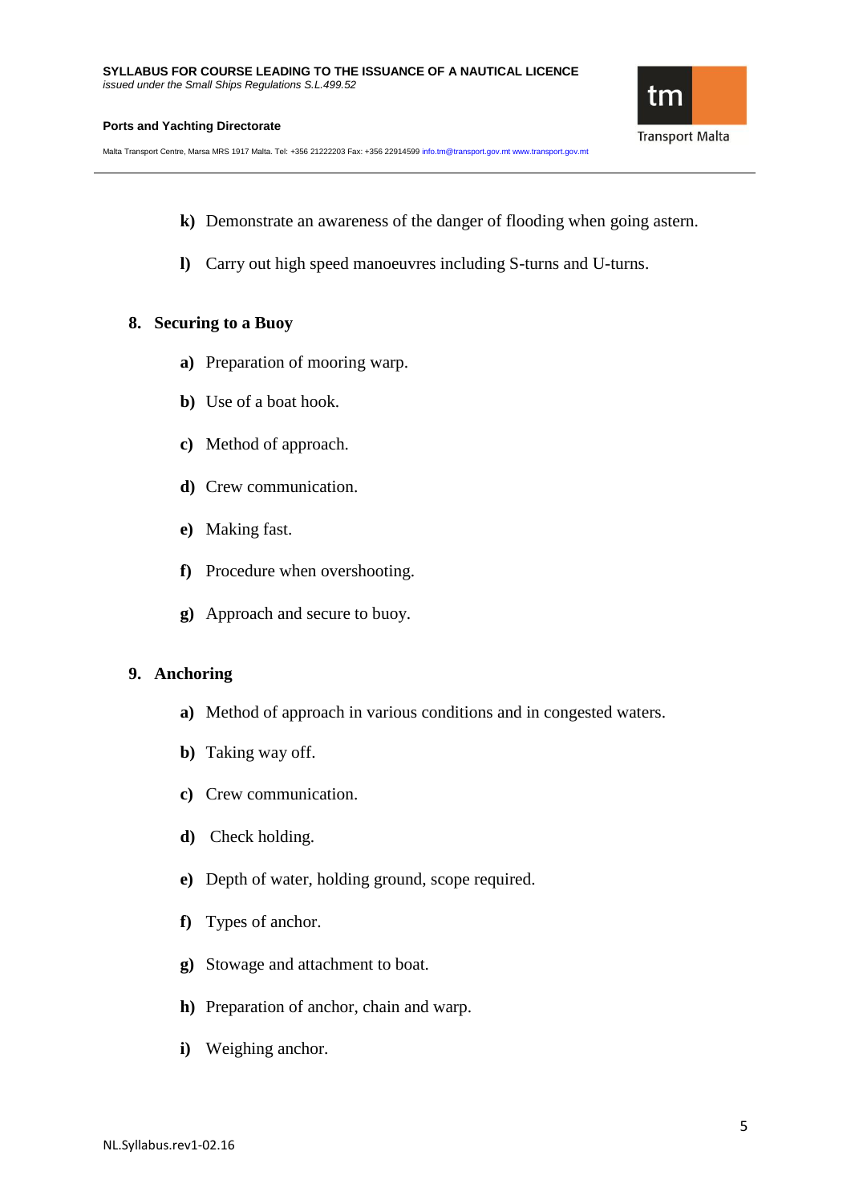**k)** Demonstrate an awareness of the danger of flooding when going astern.

**l)** Carry out high speed manoeuvres including S-turns and U-turns.

## 8. Securing to a Buoy

**a)** Preparation of mooring warp.

**b)** Use of a boat hook.

**c)** Method of approach.

**d)** Crew communication.

**e)** Making fast.

**f)** Procedure when overshooting.

**g)** Approach and secure to buoy.

## 9. Anchoring

**a)** Method of approach in various conditions and in congested waters.

**b)** Taking way off.

**c)** Crew communication.

**d)** Check holding.

**e)** Depth of water, holding ground, scope required.

**f)** Types of anchor.

**g)** Stowage and attachment to boat.

**h)** Preparation of anchor, chain and warp.

**i)** Weighing anchor.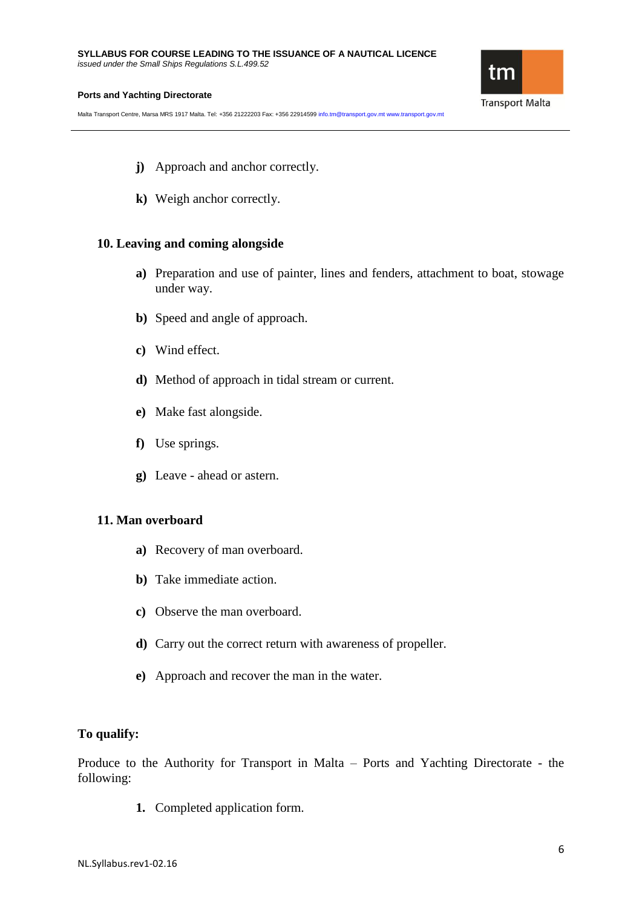**j)** Approach and anchor correctly.

**k)** Weigh anchor correctly.

## 10. Leaving and coming alongside

**a)** Preparation and use of painter, lines and fenders, attachment to boat, stowage under way.

**b)** Speed and angle of approach.

**c)** Wind effect.

**d)** Method of approach in tidal stream or current.

**e)** Make fast alongside.

**f)** Use springs.

**g)** Leave - ahead or astern.

## 11. Man overboard

**a)** Recovery of man overboard.

**b)** Take immediate action.

**c)** Observe the man overboard.

**d)** Carry out the correct return with awareness of propeller.

**e)** Approach and recover the man in the water.

## To qualify:

Produce to the Authority for Transport in Malta – Ports and Yachting Directorate - the following:

**1.** Completed application form.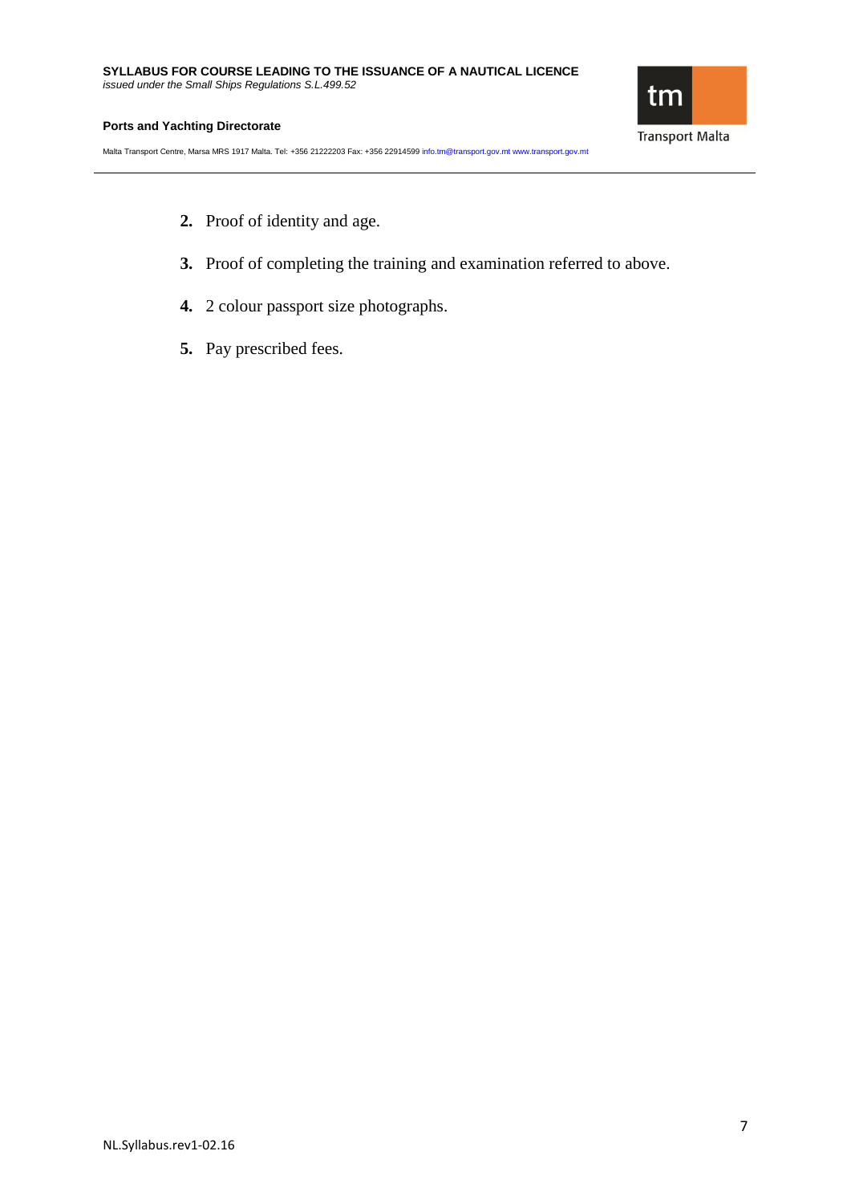2. Proof of identity and age.

3. Proof of completing the training and examination referred to above.

4. 2 colour passport size photographs.

5. Pay prescribed fees.